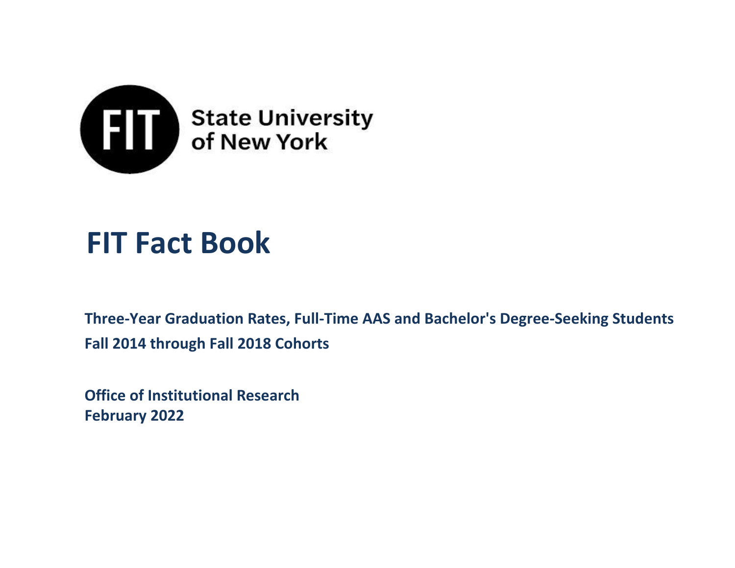FIT State University of New York

# FIT Fact Book

**Three-Year Graduation Rates, Full-Time AAS and Bachelor's Degree-Seeking Students**

**Fall 2014 through Fall 2018 Cohorts**

**Office of Institutional Research**

**February 2022**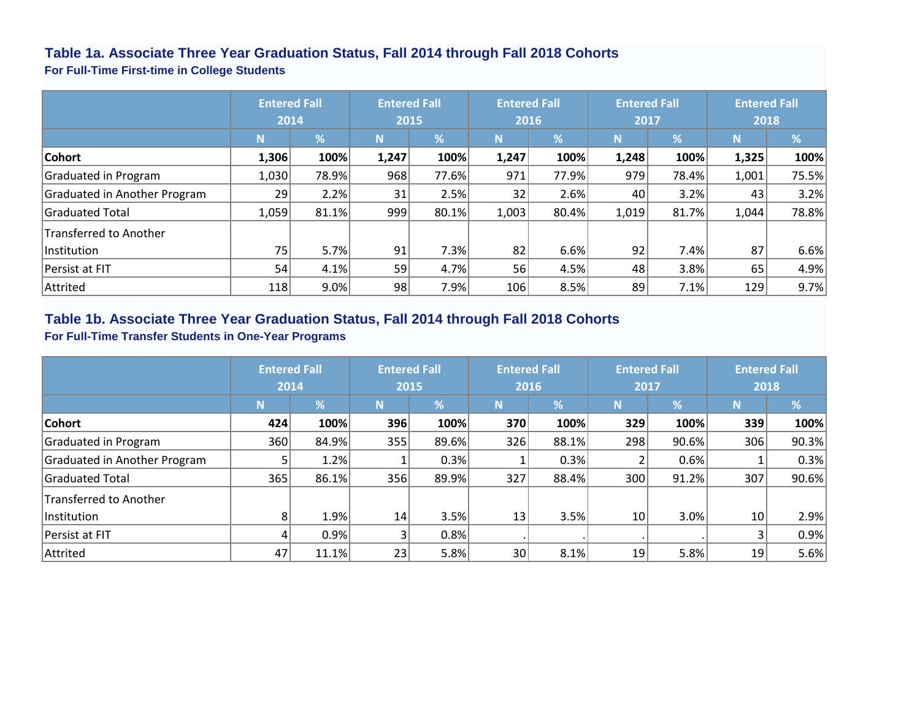## Table 1a. Associate Three Year Graduation Status, Fall 2014 through Fall 2018 Cohorts

### For Full-Time First-time in College Students

| | Entered Fall 2014 | | Entered Fall 2015 | | Entered Fall 2016 | | Entered Fall 2017 | | Entered Fall 2018 | |
|---|---|---|---|---|---|---|---|---|---|---|
| | N | % | N | % | N | % | N | % | N | % |
| **Cohort** | **1,306** | **100%** | **1,247** | **100%** | **1,247** | **100%** | **1,248** | **100%** | **1,325** | **100%** |
| Graduated in Program | 1,030 | 78.9% | 968 | 77.6% | 971 | 77.9% | 979 | 78.4% | 1,001 | 75.5% |
| Graduated in Another Program | 29 | 2.2% | 31 | 2.5% | 32 | 2.6% | 40 | 3.2% | 43 | 3.2% |
| Graduated Total | 1,059 | 81.1% | 999 | 80.1% | 1,003 | 80.4% | 1,019 | 81.7% | 1,044 | 78.8% |
| Transferred to Another Institution | 75 | 5.7% | 91 | 7.3% | 82 | 6.6% | 92 | 7.4% | 87 | 6.6% |
| Persist at FIT | 54 | 4.1% | 59 | 4.7% | 56 | 4.5% | 48 | 3.8% | 65 | 4.9% |
| Attrited | 118 | 9.0% | 98 | 7.9% | 106 | 8.5% | 89 | 7.1% | 129 | 9.7% |

## Table 1b. Associate Three Year Graduation Status, Fall 2014 through Fall 2018 Cohorts

### For Full-Time Transfer Students in One-Year Programs

| | Entered Fall 2014 | | Entered Fall 2015 | | Entered Fall 2016 | | Entered Fall 2017 | | Entered Fall 2018 | |
|---|---|---|---|---|---|---|---|---|---|---|
| | N | % | N | % | N | % | N | % | N | % |
| **Cohort** | **424** | **100%** | **396** | **100%** | **370** | **100%** | **329** | **100%** | **339** | **100%** |
| Graduated in Program | 360 | 84.9% | 355 | 89.6% | 326 | 88.1% | 298 | 90.6% | 306 | 90.3% |
| Graduated in Another Program | 5 | 1.2% | 1 | 0.3% | 1 | 0.3% | 2 | 0.6% | 1 | 0.3% |
| Graduated Total | 365 | 86.1% | 356 | 89.9% | 327 | 88.4% | 300 | 91.2% | 307 | 90.6% |
| Transferred to Another Institution | 8 | 1.9% | 14 | 3.5% | 13 | 3.5% | 10 | 3.0% | 10 | 2.9% |
| Persist at FIT | 4 | 0.9% | 3 | 0.8% | . | . | . | . | 3 | 0.9% |
| Attrited | 47 | 11.1% | 23 | 5.8% | 30 | 8.1% | 19 | 5.8% | 19 | 5.6% |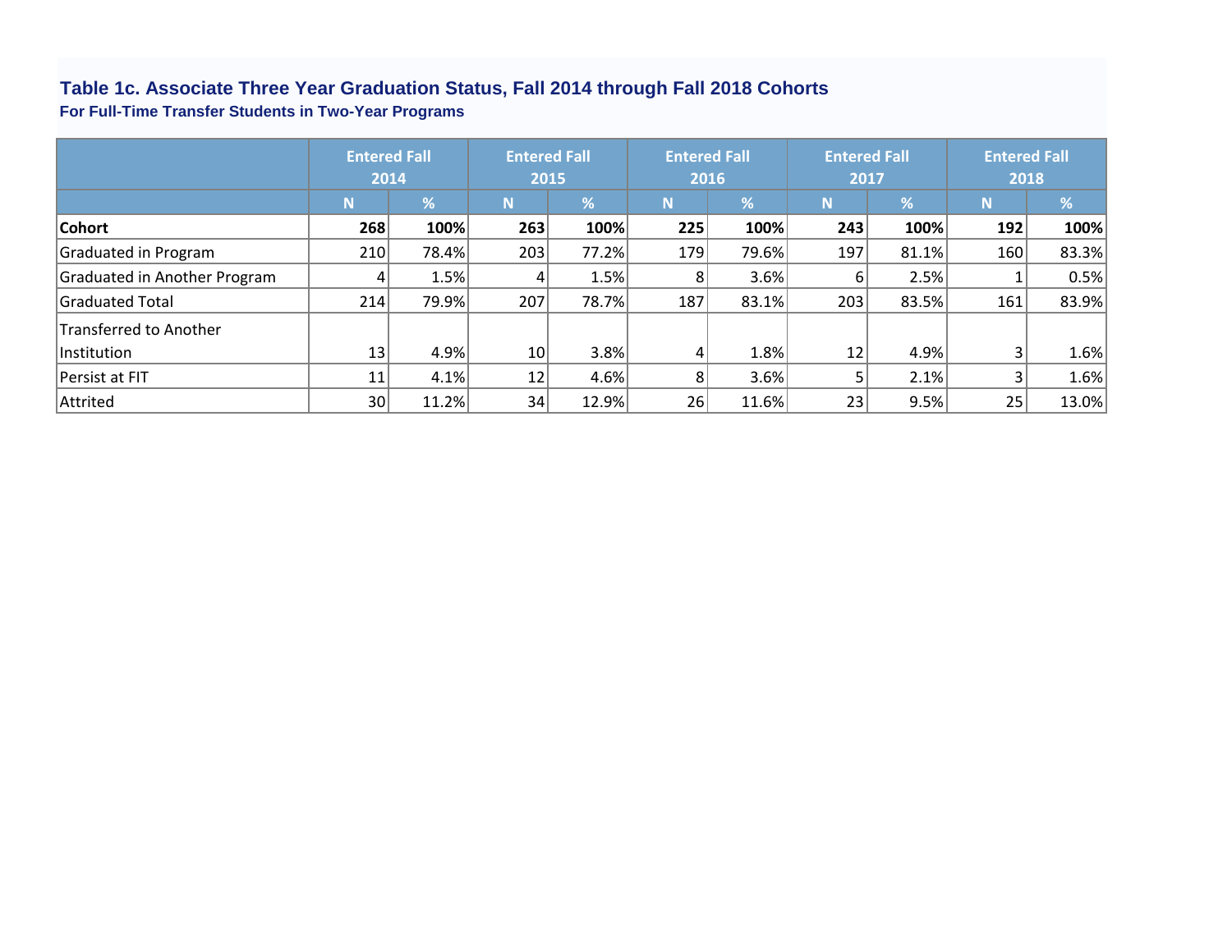### Table 1c. Associate Three Year Graduation Status, Fall 2014 through Fall 2018 Cohorts

**For Full-Time Transfer Students in Two-Year Programs**

| | Entered Fall 2014 | | Entered Fall 2015 | | Entered Fall 2016 | | Entered Fall 2017 | | Entered Fall 2018 | |
|---|---|---|---|---|---|---|---|---|---|---|
| | N | % | N | % | N | % | N | % | N | % |
| **Cohort** | **268** | **100%** | **263** | **100%** | **225** | **100%** | **243** | **100%** | **192** | **100%** |
| Graduated in Program | 210 | 78.4% | 203 | 77.2% | 179 | 79.6% | 197 | 81.1% | 160 | 83.3% |
| Graduated in Another Program | 4 | 1.5% | 4 | 1.5% | 8 | 3.6% | 6 | 2.5% | 1 | 0.5% |
| Graduated Total | 214 | 79.9% | 207 | 78.7% | 187 | 83.1% | 203 | 83.5% | 161 | 83.9% |
| Transferred to Another Institution | 13 | 4.9% | 10 | 3.8% | 4 | 1.8% | 12 | 4.9% | 3 | 1.6% |
| Persist at FIT | 11 | 4.1% | 12 | 4.6% | 8 | 3.6% | 5 | 2.1% | 3 | 1.6% |
| Attrited | 30 | 11.2% | 34 | 12.9% | 26 | 11.6% | 23 | 9.5% | 25 | 13.0% |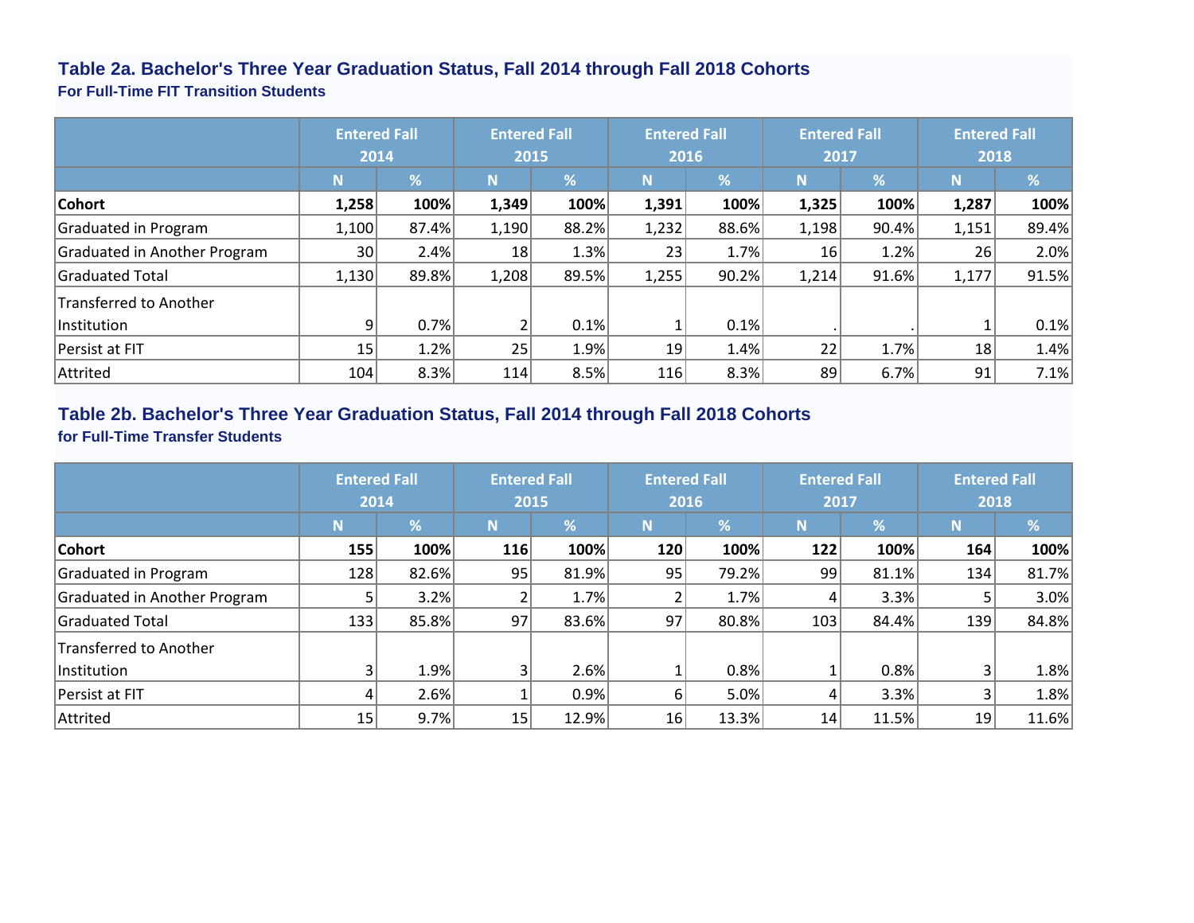### Table 2a. Bachelor's Three Year Graduation Status, Fall 2014 through Fall 2018 Cohorts

**For Full-Time FIT Transition Students**

| | Entered Fall 2014 | | Entered Fall 2015 | | Entered Fall 2016 | | Entered Fall 2017 | | Entered Fall 2018 | |
|---|---|---|---|---|---|---|---|---|---|---|
| | N | % | N | % | N | % | N | % | N | % |
| **Cohort** | **1,258** | **100%** | **1,349** | **100%** | **1,391** | **100%** | **1,325** | **100%** | **1,287** | **100%** |
| Graduated in Program | 1,100 | 87.4% | 1,190 | 88.2% | 1,232 | 88.6% | 1,198 | 90.4% | 1,151 | 89.4% |
| Graduated in Another Program | 30 | 2.4% | 18 | 1.3% | 23 | 1.7% | 16 | 1.2% | 26 | 2.0% |
| Graduated Total | 1,130 | 89.8% | 1,208 | 89.5% | 1,255 | 90.2% | 1,214 | 91.6% | 1,177 | 91.5% |
| Transferred to Another Institution | 9 | 0.7% | 2 | 0.1% | 1 | 0.1% | . | . | 1 | 0.1% |
| Persist at FIT | 15 | 1.2% | 25 | 1.9% | 19 | 1.4% | 22 | 1.7% | 18 | 1.4% |
| Attrited | 104 | 8.3% | 114 | 8.5% | 116 | 8.3% | 89 | 6.7% | 91 | 7.1% |

### Table 2b. Bachelor's Three Year Graduation Status, Fall 2014 through Fall 2018 Cohorts

**for Full-Time Transfer Students**

| | Entered Fall 2014 | | Entered Fall 2015 | | Entered Fall 2016 | | Entered Fall 2017 | | Entered Fall 2018 | |
|---|---|---|---|---|---|---|---|---|---|---|
| | N | % | N | % | N | % | N | % | N | % |
| **Cohort** | **155** | **100%** | **116** | **100%** | **120** | **100%** | **122** | **100%** | **164** | **100%** |
| Graduated in Program | 128 | 82.6% | 95 | 81.9% | 95 | 79.2% | 99 | 81.1% | 134 | 81.7% |
| Graduated in Another Program | 5 | 3.2% | 2 | 1.7% | 2 | 1.7% | 4 | 3.3% | 5 | 3.0% |
| Graduated Total | 133 | 85.8% | 97 | 83.6% | 97 | 80.8% | 103 | 84.4% | 139 | 84.8% |
| Transferred to Another Institution | 3 | 1.9% | 3 | 2.6% | 1 | 0.8% | 1 | 0.8% | 3 | 1.8% |
| Persist at FIT | 4 | 2.6% | 1 | 0.9% | 6 | 5.0% | 4 | 3.3% | 3 | 1.8% |
| Attrited | 15 | 9.7% | 15 | 12.9% | 16 | 13.3% | 14 | 11.5% | 19 | 11.6% |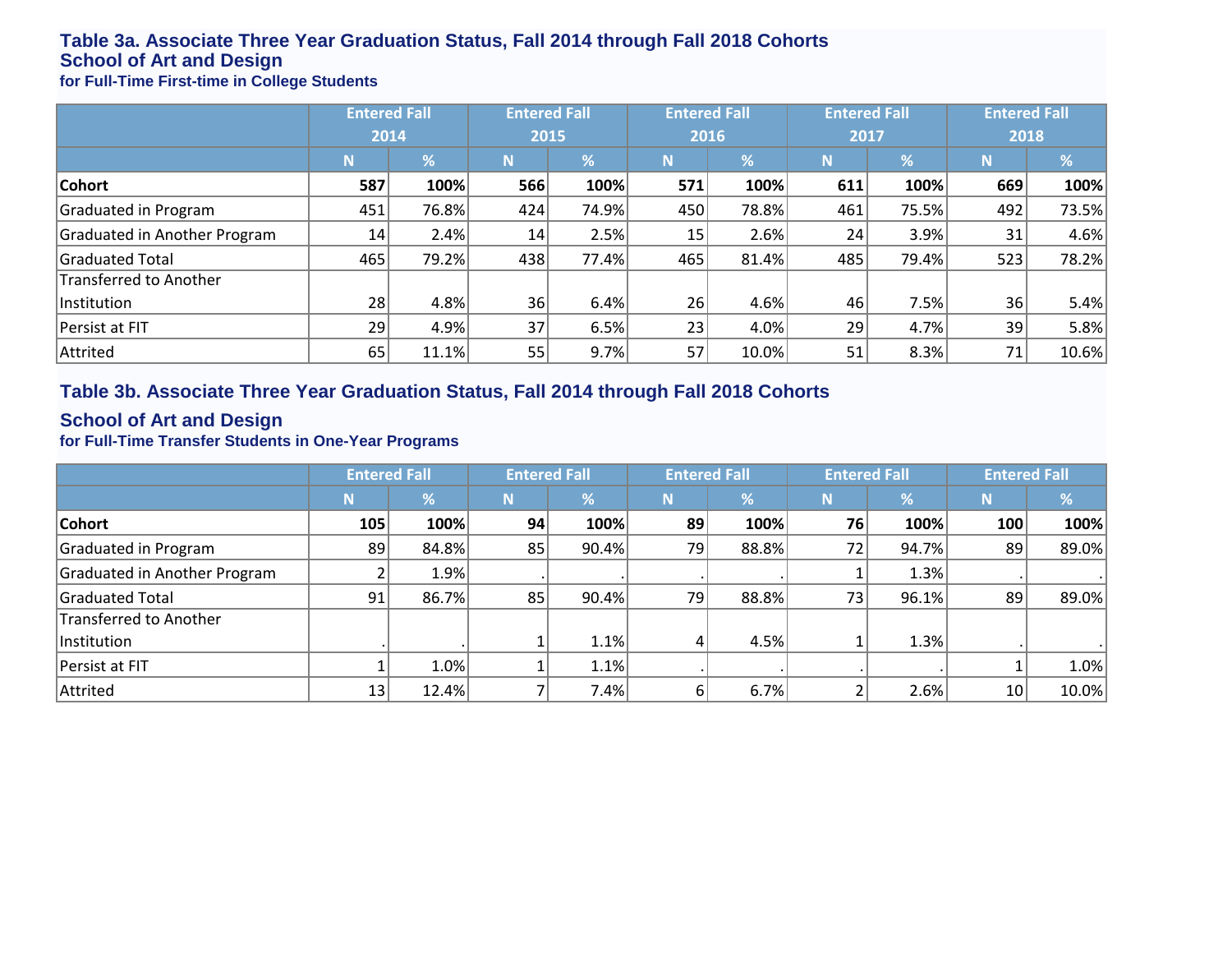### Table 3a. Associate Three Year Graduation Status, Fall 2014 through Fall 2018 Cohorts
### School of Art and Design
#### for Full-Time First-time in College Students

| | Entered Fall 2014 | | Entered Fall 2015 | | Entered Fall 2016 | | Entered Fall 2017 | | Entered Fall 2018 | |
|---|---|---|---|---|---|---|---|---|---|---|
| | N | % | N | % | N | % | N | % | N | % |
| **Cohort** | **587** | **100%** | **566** | **100%** | **571** | **100%** | **611** | **100%** | **669** | **100%** |
| Graduated in Program | 451 | 76.8% | 424 | 74.9% | 450 | 78.8% | 461 | 75.5% | 492 | 73.5% |
| Graduated in Another Program | 14 | 2.4% | 14 | 2.5% | 15 | 2.6% | 24 | 3.9% | 31 | 4.6% |
| Graduated Total | 465 | 79.2% | 438 | 77.4% | 465 | 81.4% | 485 | 79.4% | 523 | 78.2% |
| Transferred to Another Institution | 28 | 4.8% | 36 | 6.4% | 26 | 4.6% | 46 | 7.5% | 36 | 5.4% |
| Persist at FIT | 29 | 4.9% | 37 | 6.5% | 23 | 4.0% | 29 | 4.7% | 39 | 5.8% |
| Attrited | 65 | 11.1% | 55 | 9.7% | 57 | 10.0% | 51 | 8.3% | 71 | 10.6% |

### Table 3b. Associate Three Year Graduation Status, Fall 2014 through Fall 2018 Cohorts
### School of Art and Design
#### for Full-Time Transfer Students in One-Year Programs

| | Entered Fall | | Entered Fall | | Entered Fall | | Entered Fall | | Entered Fall | |
|---|---|---|---|---|---|---|---|---|---|---|
| | N | % | N | % | N | % | N | % | N | % |
| **Cohort** | **105** | **100%** | **94** | **100%** | **89** | **100%** | **76** | **100%** | **100** | **100%** |
| Graduated in Program | 89 | 84.8% | 85 | 90.4% | 79 | 88.8% | 72 | 94.7% | 89 | 89.0% |
| Graduated in Another Program | 2 | 1.9% | . | . | . | . | 1 | 1.3% | . | . |
| Graduated Total | 91 | 86.7% | 85 | 90.4% | 79 | 88.8% | 73 | 96.1% | 89 | 89.0% |
| Transferred to Another Institution | . | . | 1 | 1.1% | 4 | 4.5% | 1 | 1.3% | . | . |
| Persist at FIT | 1 | 1.0% | 1 | 1.1% | . | . | . | . | 1 | 1.0% |
| Attrited | 13 | 12.4% | 7 | 7.4% | 6 | 6.7% | 2 | 2.6% | 10 | 10.0% |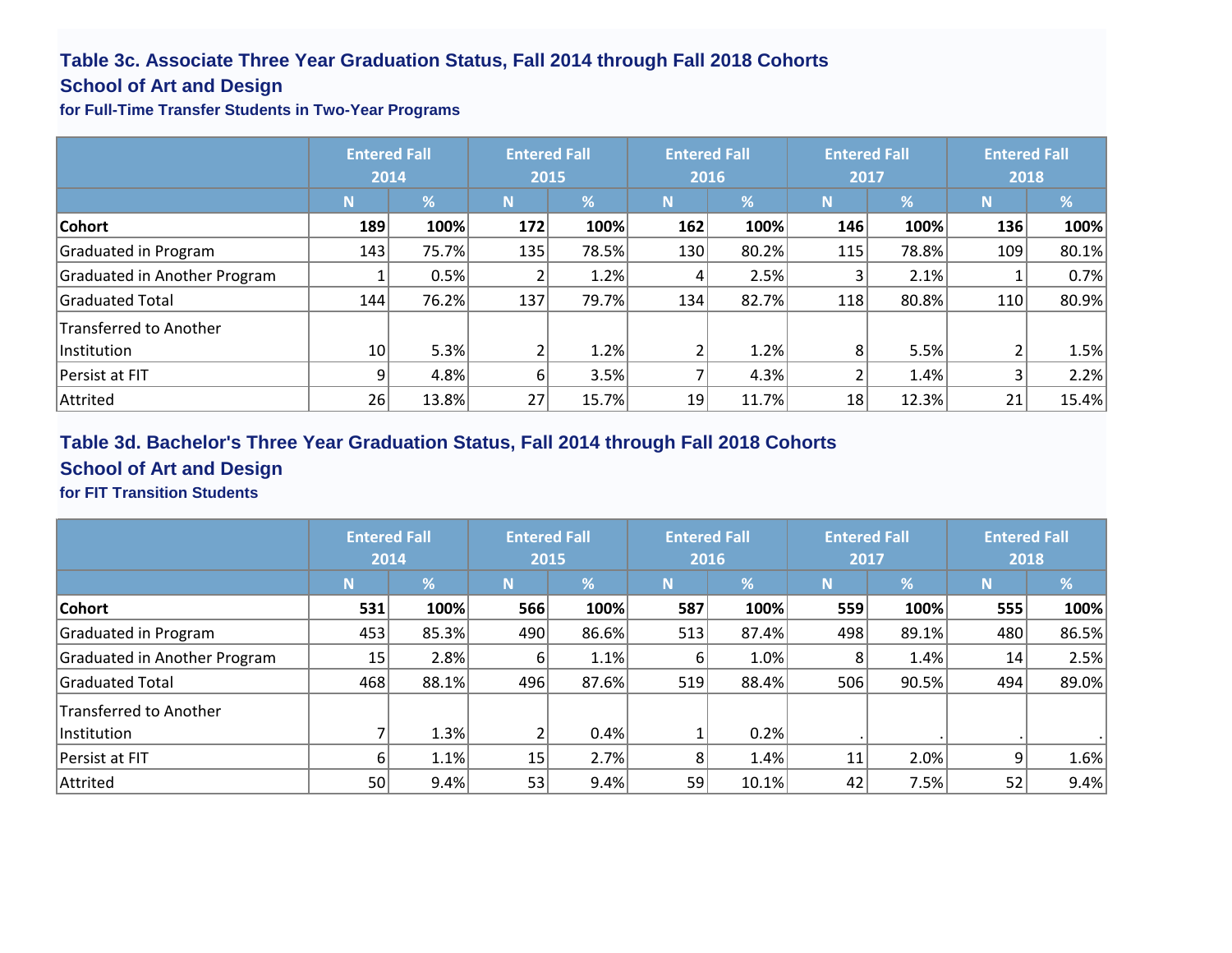## Table 3c. Associate Three Year Graduation Status, Fall 2014 through Fall 2018 Cohorts
## School of Art and Design
### for Full-Time Transfer Students in Two-Year Programs

| | Entered Fall 2014 | | Entered Fall 2015 | | Entered Fall 2016 | | Entered Fall 2017 | | Entered Fall 2018 | |
|---|---|---|---|---|---|---|---|---|---|---|
| | N | % | N | % | N | % | N | % | N | % |
| **Cohort** | **189** | **100%** | **172** | **100%** | **162** | **100%** | **146** | **100%** | **136** | **100%** |
| Graduated in Program | 143 | 75.7% | 135 | 78.5% | 130 | 80.2% | 115 | 78.8% | 109 | 80.1% |
| Graduated in Another Program | 1 | 0.5% | 2 | 1.2% | 4 | 2.5% | 3 | 2.1% | 1 | 0.7% |
| Graduated Total | 144 | 76.2% | 137 | 79.7% | 134 | 82.7% | 118 | 80.8% | 110 | 80.9% |
| Transferred to Another Institution | 10 | 5.3% | 2 | 1.2% | 2 | 1.2% | 8 | 5.5% | 2 | 1.5% |
| Persist at FIT | 9 | 4.8% | 6 | 3.5% | 7 | 4.3% | 2 | 1.4% | 3 | 2.2% |
| Attrited | 26 | 13.8% | 27 | 15.7% | 19 | 11.7% | 18 | 12.3% | 21 | 15.4% |

## Table 3d. Bachelor's Three Year Graduation Status, Fall 2014 through Fall 2018 Cohorts
## School of Art and Design
### for FIT Transition Students

| | Entered Fall 2014 | | Entered Fall 2015 | | Entered Fall 2016 | | Entered Fall 2017 | | Entered Fall 2018 | |
|---|---|---|---|---|---|---|---|---|---|---|
| | N | % | N | % | N | % | N | % | N | % |
| **Cohort** | **531** | **100%** | **566** | **100%** | **587** | **100%** | **559** | **100%** | **555** | **100%** |
| Graduated in Program | 453 | 85.3% | 490 | 86.6% | 513 | 87.4% | 498 | 89.1% | 480 | 86.5% |
| Graduated in Another Program | 15 | 2.8% | 6 | 1.1% | 6 | 1.0% | 8 | 1.4% | 14 | 2.5% |
| Graduated Total | 468 | 88.1% | 496 | 87.6% | 519 | 88.4% | 506 | 90.5% | 494 | 89.0% |
| Transferred to Another Institution | 7 | 1.3% | 2 | 0.4% | 1 | 0.2% | . | . | . | . |
| Persist at FIT | 6 | 1.1% | 15 | 2.7% | 8 | 1.4% | 11 | 2.0% | 9 | 1.6% |
| Attrited | 50 | 9.4% | 53 | 9.4% | 59 | 10.1% | 42 | 7.5% | 52 | 9.4% |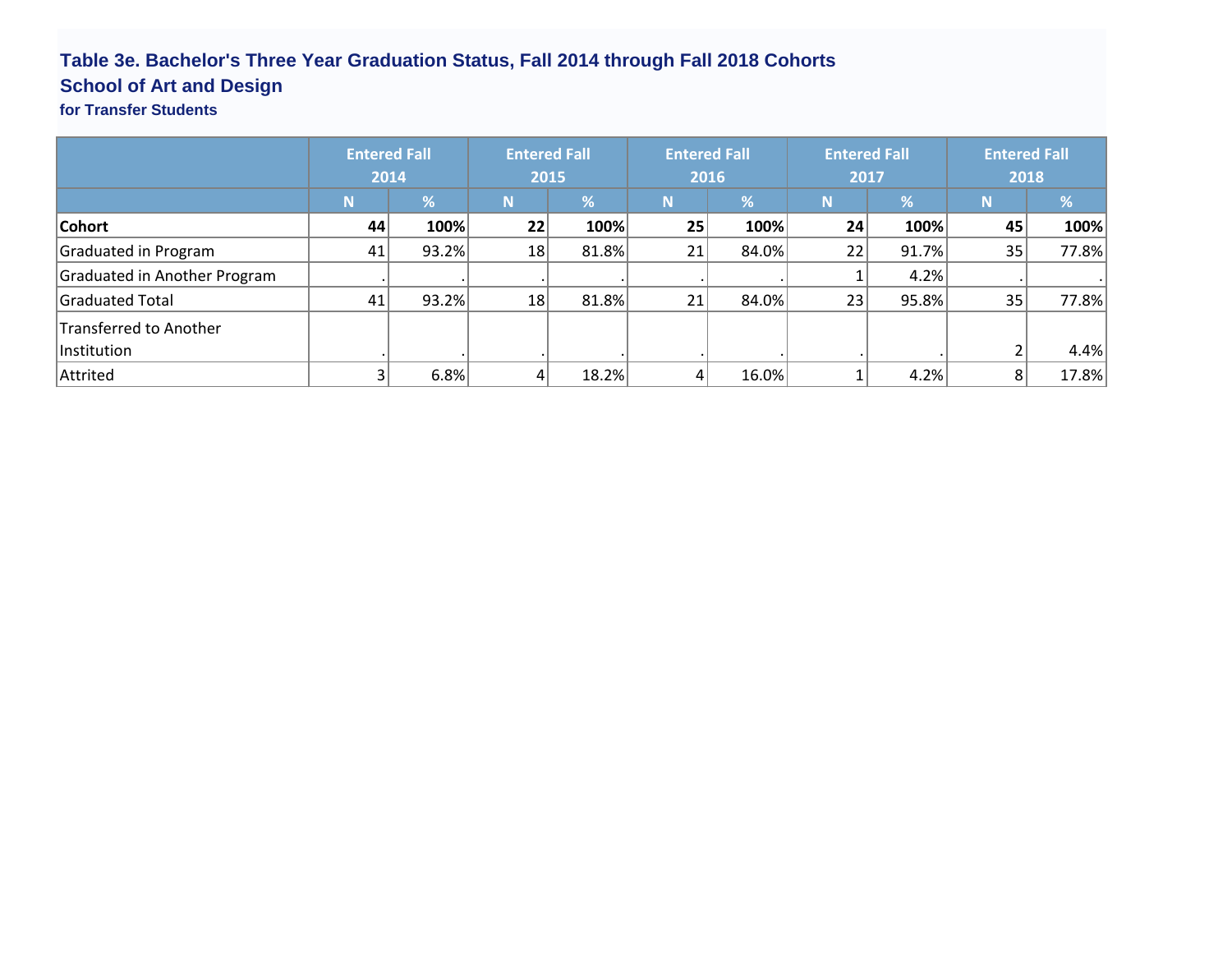# Table 3e. Bachelor's Three Year Graduation Status, Fall 2014 through Fall 2018 Cohorts

## School of Art and Design

### for Transfer Students

| | Entered Fall 2014 | | Entered Fall 2015 | | Entered Fall 2016 | | Entered Fall 2017 | | Entered Fall 2018 | |
|---|---|---|---|---|---|---|---|---|---|---|
| | N | % | N | % | N | % | N | % | N | % |
| **Cohort** | **44** | **100%** | **22** | **100%** | **25** | **100%** | **24** | **100%** | **45** | **100%** |
| Graduated in Program | 41 | 93.2% | 18 | 81.8% | 21 | 84.0% | 22 | 91.7% | 35 | 77.8% |
| Graduated in Another Program | . | . | . | . | . | . | 1 | 4.2% | . | . |
| Graduated Total | 41 | 93.2% | 18 | 81.8% | 21 | 84.0% | 23 | 95.8% | 35 | 77.8% |
| Transferred to Another Institution | . | . | . | . | . | . | . | . | 2 | 4.4% |
| Attrited | 3 | 6.8% | 4 | 18.2% | 4 | 16.0% | 1 | 4.2% | 8 | 17.8% |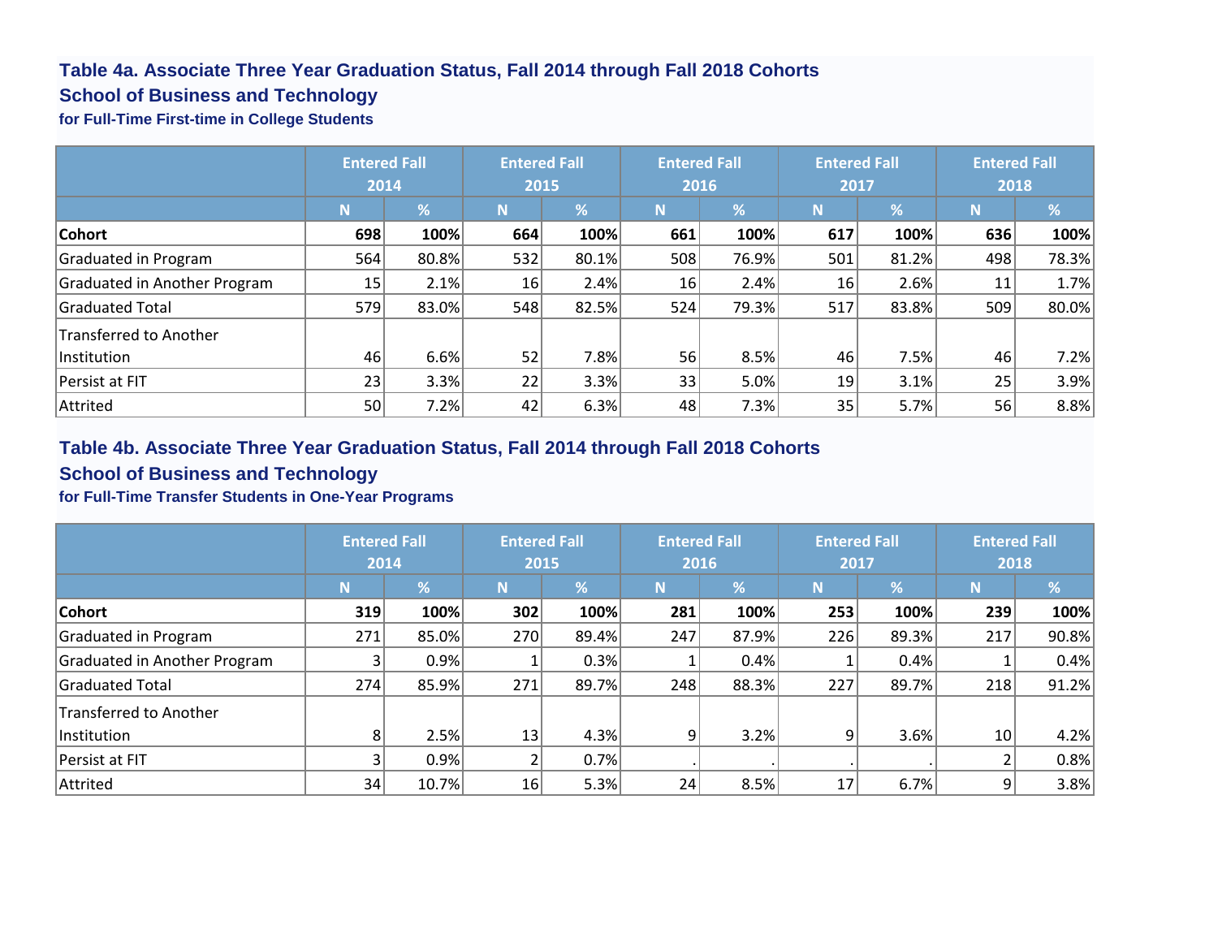### Table 4a. Associate Three Year Graduation Status, Fall 2014 through Fall 2018 Cohorts

### School of Business and Technology

**for Full-Time First-time in College Students**

| | Entered Fall 2014 | | Entered Fall 2015 | | Entered Fall 2016 | | Entered Fall 2017 | | Entered Fall 2018 | |
|---|---|---|---|---|---|---|---|---|---|---|
| | N | % | N | % | N | % | N | % | N | % |
| **Cohort** | **698** | **100%** | **664** | **100%** | **661** | **100%** | **617** | **100%** | **636** | **100%** |
| Graduated in Program | 564 | 80.8% | 532 | 80.1% | 508 | 76.9% | 501 | 81.2% | 498 | 78.3% |
| Graduated in Another Program | 15 | 2.1% | 16 | 2.4% | 16 | 2.4% | 16 | 2.6% | 11 | 1.7% |
| Graduated Total | 579 | 83.0% | 548 | 82.5% | 524 | 79.3% | 517 | 83.8% | 509 | 80.0% |
| Transferred to Another Institution | 46 | 6.6% | 52 | 7.8% | 56 | 8.5% | 46 | 7.5% | 46 | 7.2% |
| Persist at FIT | 23 | 3.3% | 22 | 3.3% | 33 | 5.0% | 19 | 3.1% | 25 | 3.9% |
| Attrited | 50 | 7.2% | 42 | 6.3% | 48 | 7.3% | 35 | 5.7% | 56 | 8.8% |

### Table 4b. Associate Three Year Graduation Status, Fall 2014 through Fall 2018 Cohorts

### School of Business and Technology

**for Full-Time Transfer Students in One-Year Programs**

| | Entered Fall 2014 | | Entered Fall 2015 | | Entered Fall 2016 | | Entered Fall 2017 | | Entered Fall 2018 | |
|---|---|---|---|---|---|---|---|---|---|---|
| | N | % | N | % | N | % | N | % | N | % |
| **Cohort** | **319** | **100%** | **302** | **100%** | **281** | **100%** | **253** | **100%** | **239** | **100%** |
| Graduated in Program | 271 | 85.0% | 270 | 89.4% | 247 | 87.9% | 226 | 89.3% | 217 | 90.8% |
| Graduated in Another Program | 3 | 0.9% | 1 | 0.3% | 1 | 0.4% | 1 | 0.4% | 1 | 0.4% |
| Graduated Total | 274 | 85.9% | 271 | 89.7% | 248 | 88.3% | 227 | 89.7% | 218 | 91.2% |
| Transferred to Another Institution | 8 | 2.5% | 13 | 4.3% | 9 | 3.2% | 9 | 3.6% | 10 | 4.2% |
| Persist at FIT | 3 | 0.9% | 2 | 0.7% | . | . | . | . | 2 | 0.8% |
| Attrited | 34 | 10.7% | 16 | 5.3% | 24 | 8.5% | 17 | 6.7% | 9 | 3.8% |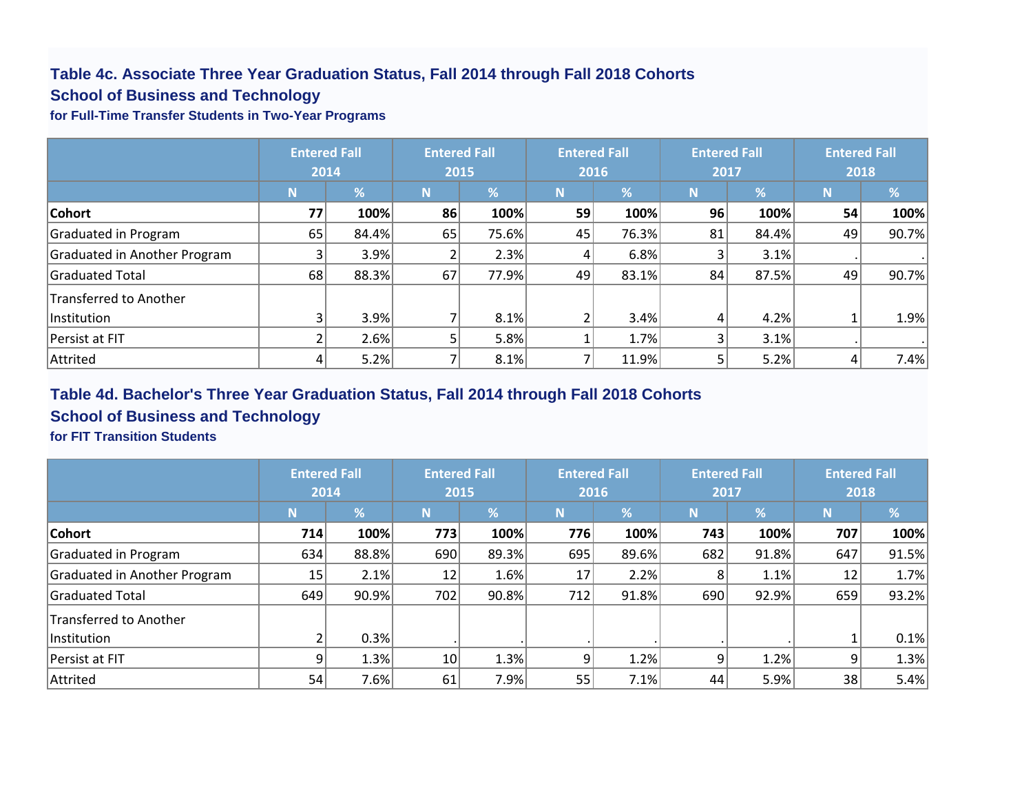### Table 4c. Associate Three Year Graduation Status, Fall 2014 through Fall 2018 Cohorts
### School of Business and Technology
**for Full-Time Transfer Students in Two-Year Programs**

| | Entered Fall 2014 | | Entered Fall 2015 | | Entered Fall 2016 | | Entered Fall 2017 | | Entered Fall 2018 | |
|---|---|---|---|---|---|---|---|---|---|---|
| | N | % | N | % | N | % | N | % | N | % |
| **Cohort** | **77** | **100%** | **86** | **100%** | **59** | **100%** | **96** | **100%** | **54** | **100%** |
| Graduated in Program | 65 | 84.4% | 65 | 75.6% | 45 | 76.3% | 81 | 84.4% | 49 | 90.7% |
| Graduated in Another Program | 3 | 3.9% | 2 | 2.3% | 4 | 6.8% | 3 | 3.1% | . | . |
| Graduated Total | 68 | 88.3% | 67 | 77.9% | 49 | 83.1% | 84 | 87.5% | 49 | 90.7% |
| Transferred to Another Institution | 3 | 3.9% | 7 | 8.1% | 2 | 3.4% | 4 | 4.2% | 1 | 1.9% |
| Persist at FIT | 2 | 2.6% | 5 | 5.8% | 1 | 1.7% | 3 | 3.1% | . | . |
| Attrited | 4 | 5.2% | 7 | 8.1% | 7 | 11.9% | 5 | 5.2% | 4 | 7.4% |

### Table 4d. Bachelor's Three Year Graduation Status, Fall 2014 through Fall 2018 Cohorts
### School of Business and Technology
**for FIT Transition Students**

| | Entered Fall 2014 | | Entered Fall 2015 | | Entered Fall 2016 | | Entered Fall 2017 | | Entered Fall 2018 | |
|---|---|---|---|---|---|---|---|---|---|---|
| | N | % | N | % | N | % | N | % | N | % |
| **Cohort** | **714** | **100%** | **773** | **100%** | **776** | **100%** | **743** | **100%** | **707** | **100%** |
| Graduated in Program | 634 | 88.8% | 690 | 89.3% | 695 | 89.6% | 682 | 91.8% | 647 | 91.5% |
| Graduated in Another Program | 15 | 2.1% | 12 | 1.6% | 17 | 2.2% | 8 | 1.1% | 12 | 1.7% |
| Graduated Total | 649 | 90.9% | 702 | 90.8% | 712 | 91.8% | 690 | 92.9% | 659 | 93.2% |
| Transferred to Another Institution | 2 | 0.3% | . | . | . | . | . | . | 1 | 0.1% |
| Persist at FIT | 9 | 1.3% | 10 | 1.3% | 9 | 1.2% | 9 | 1.2% | 9 | 1.3% |
| Attrited | 54 | 7.6% | 61 | 7.9% | 55 | 7.1% | 44 | 5.9% | 38 | 5.4% |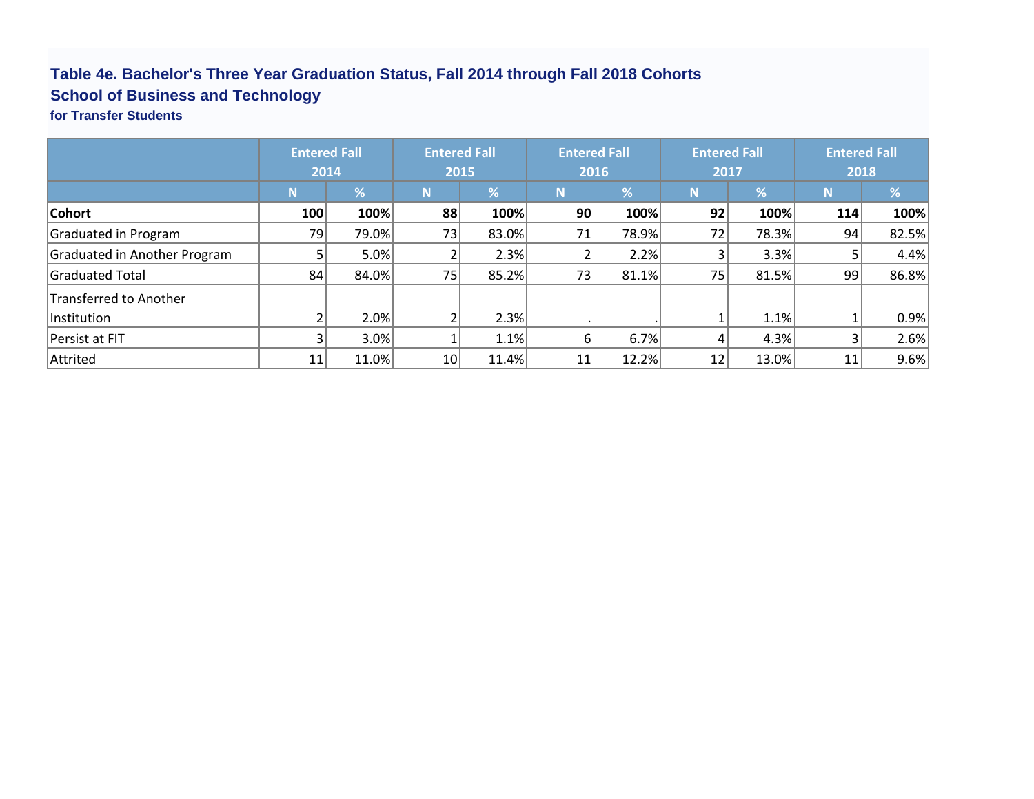### Table 4e. Bachelor's Three Year Graduation Status, Fall 2014 through Fall 2018 Cohorts
### School of Business and Technology
**for Transfer Students**

| | Entered Fall 2014 | | Entered Fall 2015 | | Entered Fall 2016 | | Entered Fall 2017 | | Entered Fall 2018 | |
|---|---|---|---|---|---|---|---|---|---|---|
| | N | % | N | % | N | % | N | % | N | % |
| **Cohort** | **100** | **100%** | **88** | **100%** | **90** | **100%** | **92** | **100%** | **114** | **100%** |
| Graduated in Program | 79 | 79.0% | 73 | 83.0% | 71 | 78.9% | 72 | 78.3% | 94 | 82.5% |
| Graduated in Another Program | 5 | 5.0% | 2 | 2.3% | 2 | 2.2% | 3 | 3.3% | 5 | 4.4% |
| Graduated Total | 84 | 84.0% | 75 | 85.2% | 73 | 81.1% | 75 | 81.5% | 99 | 86.8% |
| Transferred to Another Institution | 2 | 2.0% | 2 | 2.3% | . | . | 1 | 1.1% | 1 | 0.9% |
| Persist at FIT | 3 | 3.0% | 1 | 1.1% | 6 | 6.7% | 4 | 4.3% | 3 | 2.6% |
| Attrited | 11 | 11.0% | 10 | 11.4% | 11 | 12.2% | 12 | 13.0% | 11 | 9.6% |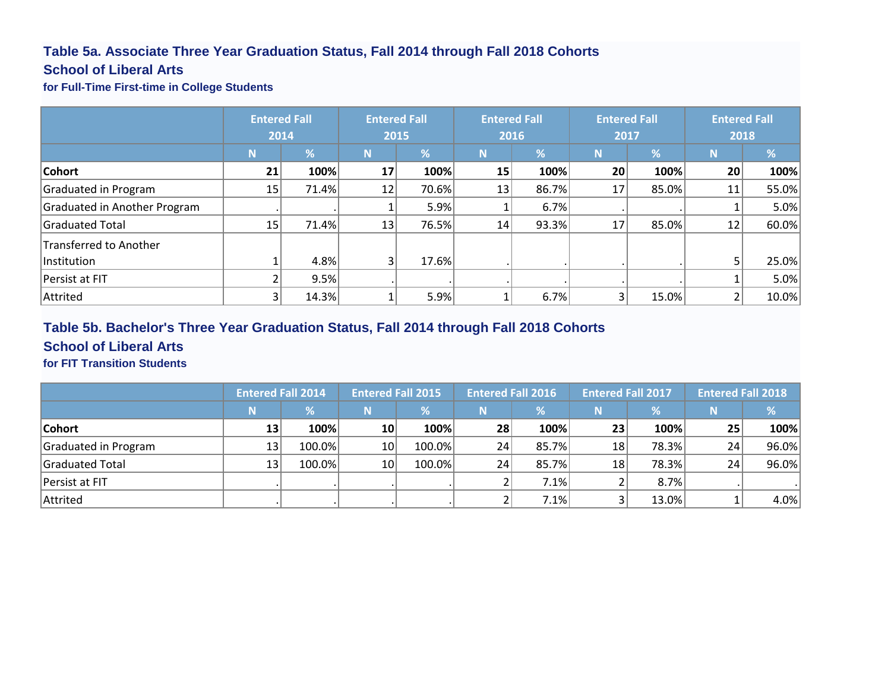## Table 5a. Associate Three Year Graduation Status, Fall 2014 through Fall 2018 Cohorts

## School of Liberal Arts

### for Full-Time First-time in College Students

| | Entered Fall 2014 | | Entered Fall 2015 | | Entered Fall 2016 | | Entered Fall 2017 | | Entered Fall 2018 | |
|---|---|---|---|---|---|---|---|---|---|---|
| | N | % | N | % | N | % | N | % | N | % |
| **Cohort** | **21** | **100%** | **17** | **100%** | **15** | **100%** | **20** | **100%** | **20** | **100%** |
| Graduated in Program | 15 | 71.4% | 12 | 70.6% | 13 | 86.7% | 17 | 85.0% | 11 | 55.0% |
| Graduated in Another Program | . | . | 1 | 5.9% | 1 | 6.7% | . | . | 1 | 5.0% |
| Graduated Total | 15 | 71.4% | 13 | 76.5% | 14 | 93.3% | 17 | 85.0% | 12 | 60.0% |
| Transferred to Another Institution | 1 | 4.8% | 3 | 17.6% | . | . | . | . | 5 | 25.0% |
| Persist at FIT | 2 | 9.5% | . | . | . | . | . | . | 1 | 5.0% |
| Attrited | 3 | 14.3% | 1 | 5.9% | 1 | 6.7% | 3 | 15.0% | 2 | 10.0% |

## Table 5b. Bachelor's Three Year Graduation Status, Fall 2014 through Fall 2018 Cohorts

## School of Liberal Arts

### for FIT Transition Students

| | Entered Fall 2014 | | Entered Fall 2015 | | Entered Fall 2016 | | Entered Fall 2017 | | Entered Fall 2018 | |
|---|---|---|---|---|---|---|---|---|---|---|
| | N | % | N | % | N | % | N | % | N | % |
| **Cohort** | **13** | **100%** | **10** | **100%** | **28** | **100%** | **23** | **100%** | **25** | **100%** |
| Graduated in Program | 13 | 100.0% | 10 | 100.0% | 24 | 85.7% | 18 | 78.3% | 24 | 96.0% |
| Graduated Total | 13 | 100.0% | 10 | 100.0% | 24 | 85.7% | 18 | 78.3% | 24 | 96.0% |
| Persist at FIT | . | . | . | . | 2 | 7.1% | 2 | 8.7% | . | . |
| Attrited | . | . | . | . | 2 | 7.1% | 3 | 13.0% | 1 | 4.0% |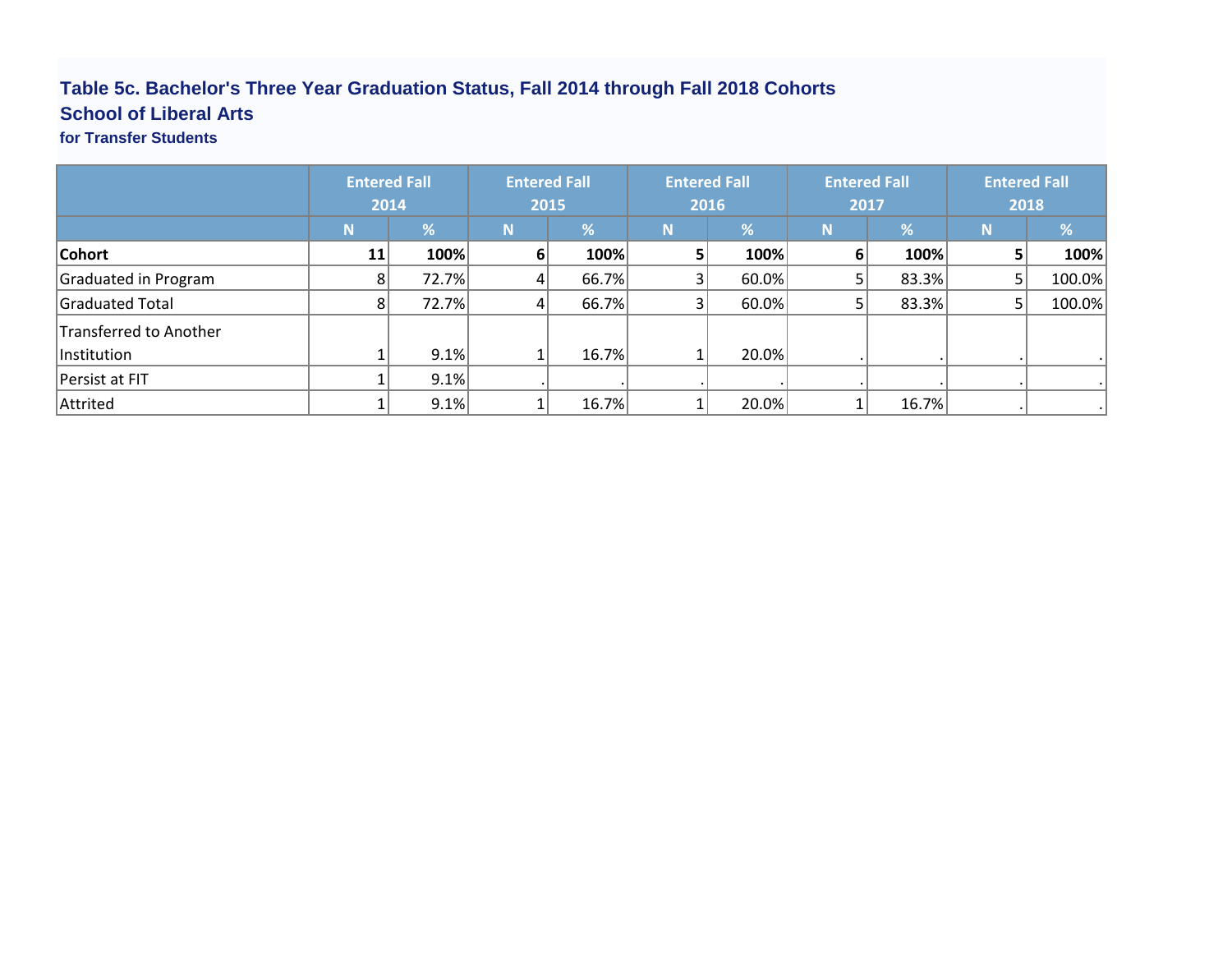**Table 5c. Bachelor's Three Year Graduation Status, Fall 2014 through Fall 2018 Cohorts**
**School of Liberal Arts**
**for Transfer Students**

| | Entered Fall 2014 | | Entered Fall 2015 | | Entered Fall 2016 | | Entered Fall 2017 | | Entered Fall 2018 | |
|---|---|---|---|---|---|---|---|---|---|---|
| | N | % | N | % | N | % | N | % | N | % |
| **Cohort** | **11** | **100%** | **6** | **100%** | **5** | **100%** | **6** | **100%** | **5** | **100%** |
| Graduated in Program | 8 | 72.7% | 4 | 66.7% | 3 | 60.0% | 5 | 83.3% | 5 | 100.0% |
| Graduated Total | 8 | 72.7% | 4 | 66.7% | 3 | 60.0% | 5 | 83.3% | 5 | 100.0% |
| Transferred to Another Institution | 1 | 9.1% | 1 | 16.7% | 1 | 20.0% | . | . | . | . |
| Persist at FIT | 1 | 9.1% | . | . | . | . | . | . | . | . |
| Attrited | 1 | 9.1% | 1 | 16.7% | 1 | 20.0% | 1 | 16.7% | . | . |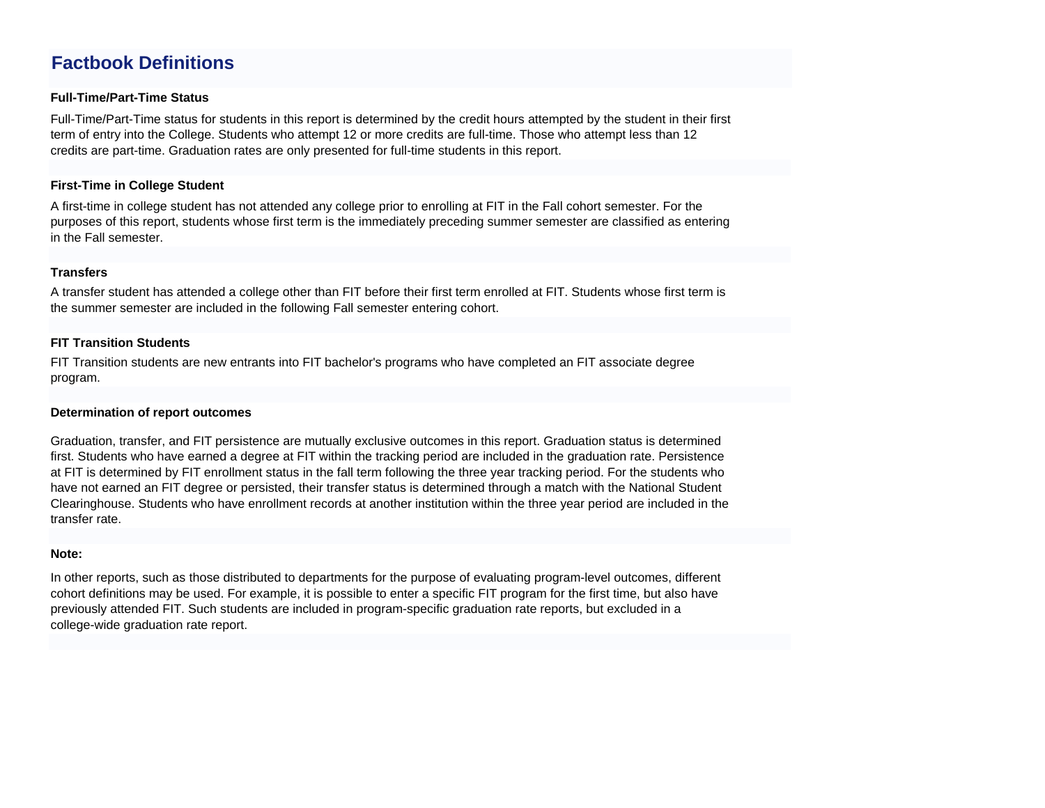# Factbook Definitions

**Full-Time/Part-Time Status**

Full-Time/Part-Time status for students in this report is determined by the credit hours attempted by the student in their first term of entry into the College. Students who attempt 12 or more credits are full-time. Those who attempt less than 12 credits are part-time. Graduation rates are only presented for full-time students in this report.

**First-Time in College Student**

A first-time in college student has not attended any college prior to enrolling at FIT in the Fall cohort semester. For the purposes of this report, students whose first term is the immediately preceding summer semester are classified as entering in the Fall semester.

**Transfers**

A transfer student has attended a college other than FIT before their first term enrolled at FIT. Students whose first term is the summer semester are included in the following Fall semester entering cohort.

**FIT Transition Students**

FIT Transition students are new entrants into FIT bachelor's programs who have completed an FIT associate degree program.

**Determination of report outcomes**

Graduation, transfer, and FIT persistence are mutually exclusive outcomes in this report. Graduation status is determined first. Students who have earned a degree at FIT within the tracking period are included in the graduation rate. Persistence at FIT is determined by FIT enrollment status in the fall term following the three year tracking period. For the students who have not earned an FIT degree or persisted, their transfer status is determined through a match with the National Student Clearinghouse. Students who have enrollment records at another institution within the three year period are included in the transfer rate.

**Note:**

In other reports, such as those distributed to departments for the purpose of evaluating program-level outcomes, different cohort definitions may be used. For example, it is possible to enter a specific FIT program for the first time, but also have previously attended FIT. Such students are included in program-specific graduation rate reports, but excluded in a college-wide graduation rate report.